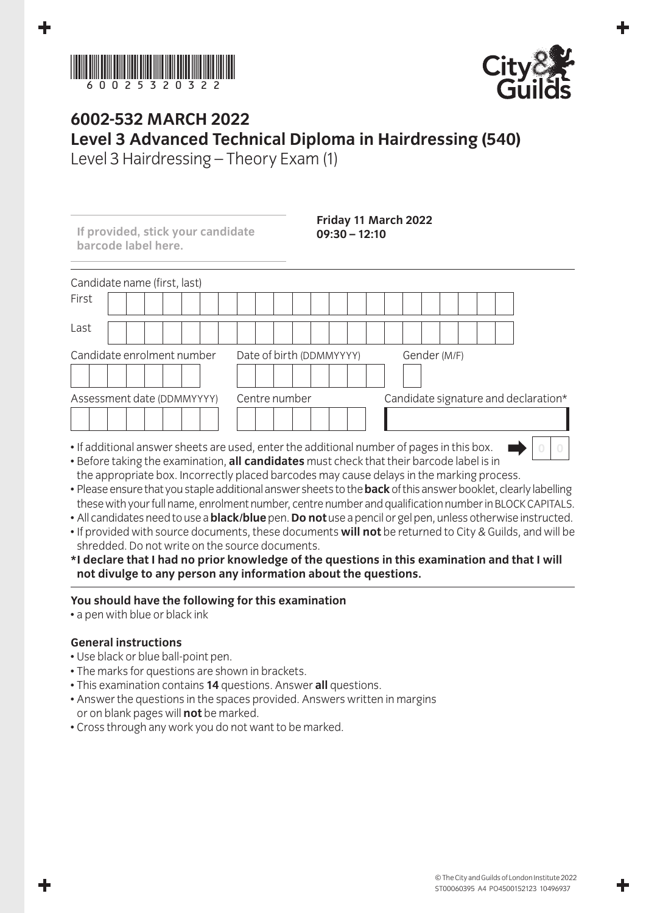# 6002-532 MARCH 2022

## Level 3 Advanced Technical Diploma in Hairdressing (540)

Level 3 Hairdressing – Theory Exam (1)

**If provided, stick your candidate barcode label here.**

**Friday 11 March 2022**
**09:30 – 12:10**

Candidate name (first, last)

First

Last

Candidate enrolment number | Date of birth (DDMMYYYY) | Gender (M/F)

Assessment date (DDMMYYYY) | Centre number | Candidate signature and declaration*

- If additional answer sheets are used, enter the additional number of pages in this box.
- Before taking the examination, **all candidates** must check that their barcode label is in the appropriate box. Incorrectly placed barcodes may cause delays in the marking process.
- Please ensure that you staple additional answer sheets to the **back** of this answer booklet, clearly labelling these with your full name, enrolment number, centre number and qualification number in BLOCK CAPITALS.
- All candidates need to use a **black/blue** pen. **Do not** use a pencil or gel pen, unless otherwise instructed.
- If provided with source documents, these documents **will not** be returned to City & Guilds, and will be shredded. Do not write on the source documents.

**\*I declare that I had no prior knowledge of the questions in this examination and that I will not divulge to any person any information about the questions.**

**You should have the following for this examination**

- a pen with blue or black ink

**General instructions**

- Use black or blue ball-point pen.
- The marks for questions are shown in brackets.
- This examination contains **14** questions. Answer **all** questions.
- Answer the questions in the spaces provided. Answers written in margins or on blank pages will **not** be marked.
- Cross through any work you do not want to be marked.

© The City and Guilds of London Institute 2022
ST00060395 A4 PO4500152123 10496937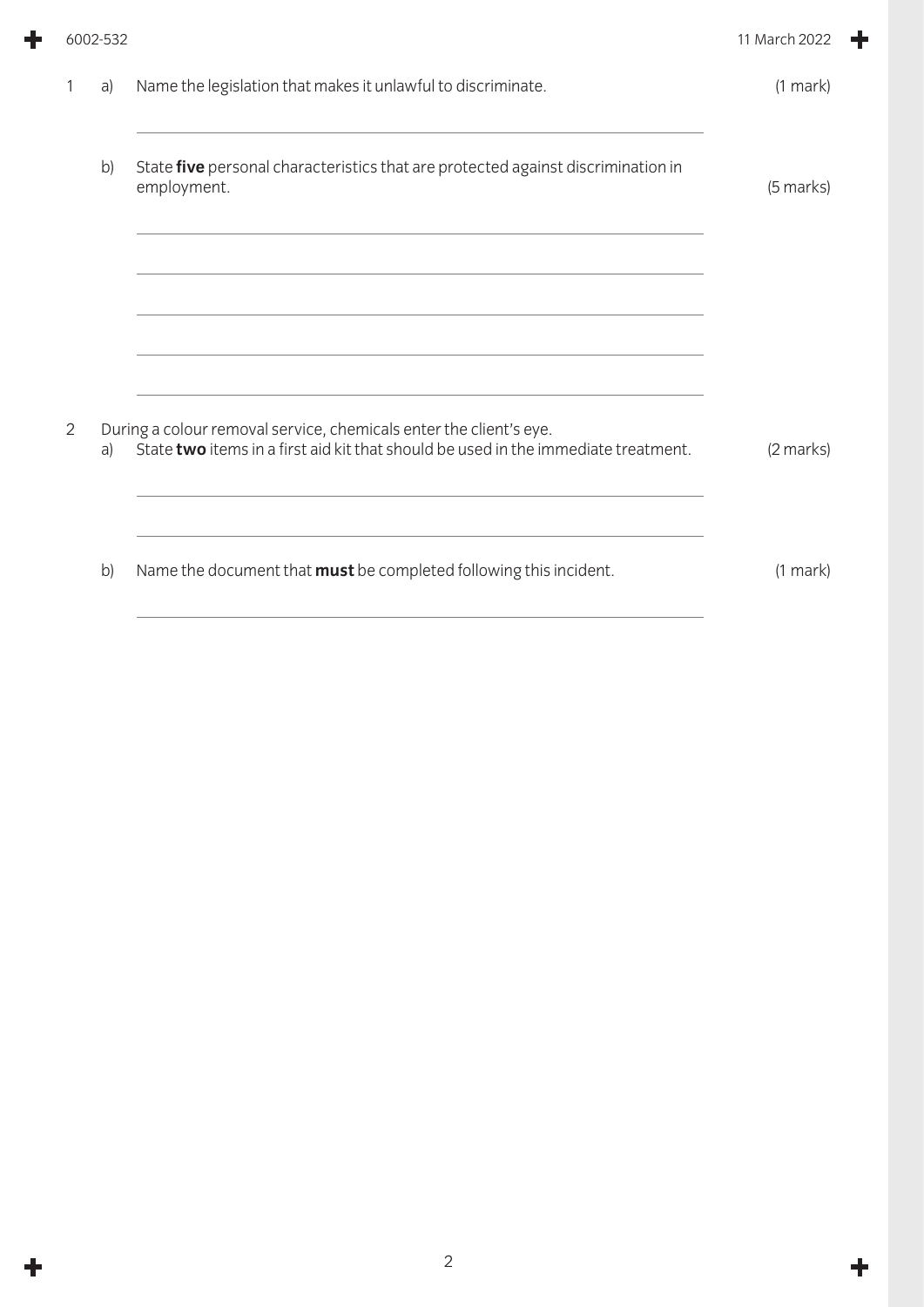1 a) Name the legislation that makes it unlawful to discriminate. (1 mark)

b) State **five** personal characteristics that are protected against discrimination in employment. (5 marks)

2 During a colour removal service, chemicals enter the client's eye.

a) State **two** items in a first aid kit that should be used in the immediate treatment. (2 marks)

b) Name the document that **must** be completed following this incident. (1 mark)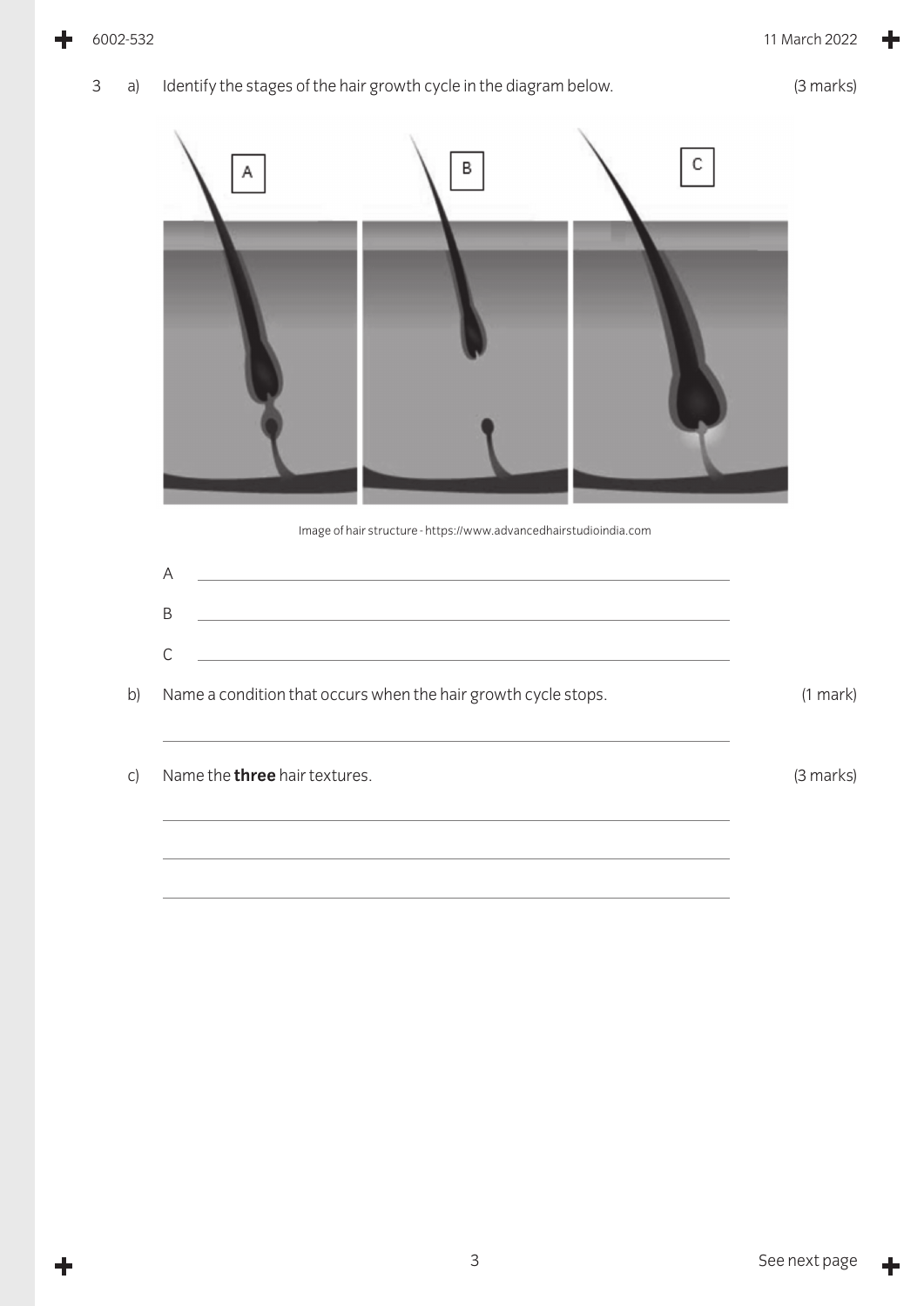3 a) Identify the stages of the hair growth cycle in the diagram below. (3 marks)

A B C

Image of hair structure - https://www.advancedhairstudioindia.com

A ______________________________

B ______________________________

C ______________________________

b) Name a condition that occurs when the hair growth cycle stops. (1 mark)

______________________________

c) Name the **three** hair textures. (3 marks)

______________________________

______________________________

______________________________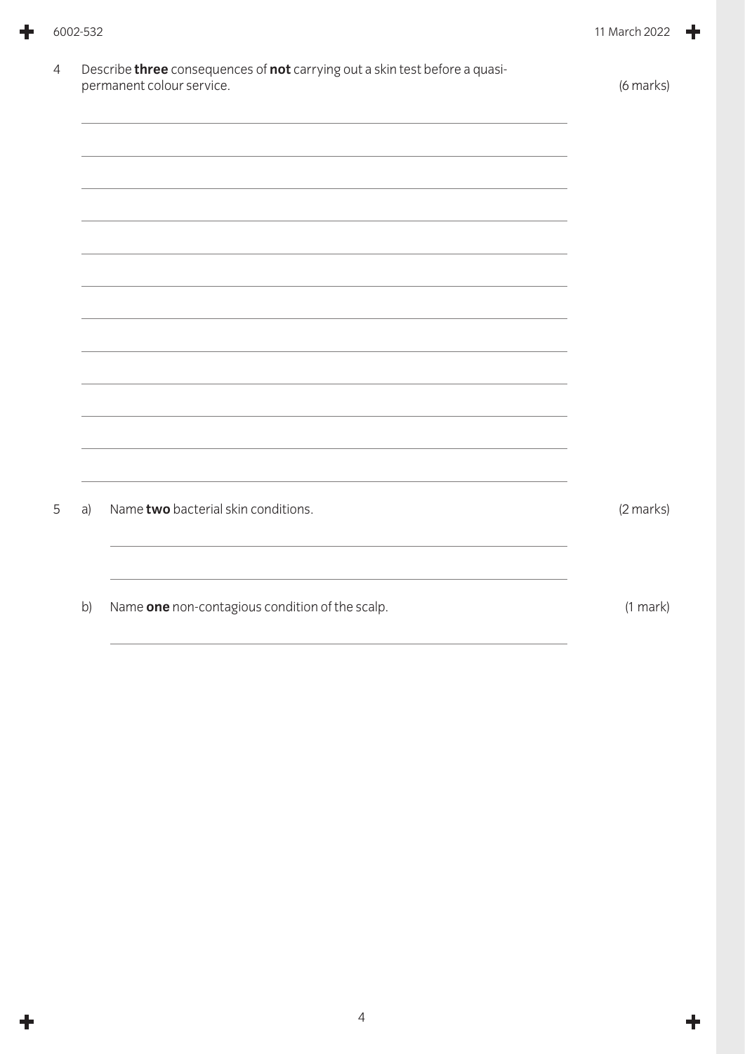4 Describe **three** consequences of **not** carrying out a skin test before a quasi-permanent colour service. (6 marks)

5 a) Name **two** bacterial skin conditions. (2 marks)

b) Name **one** non-contagious condition of the scalp. (1 mark)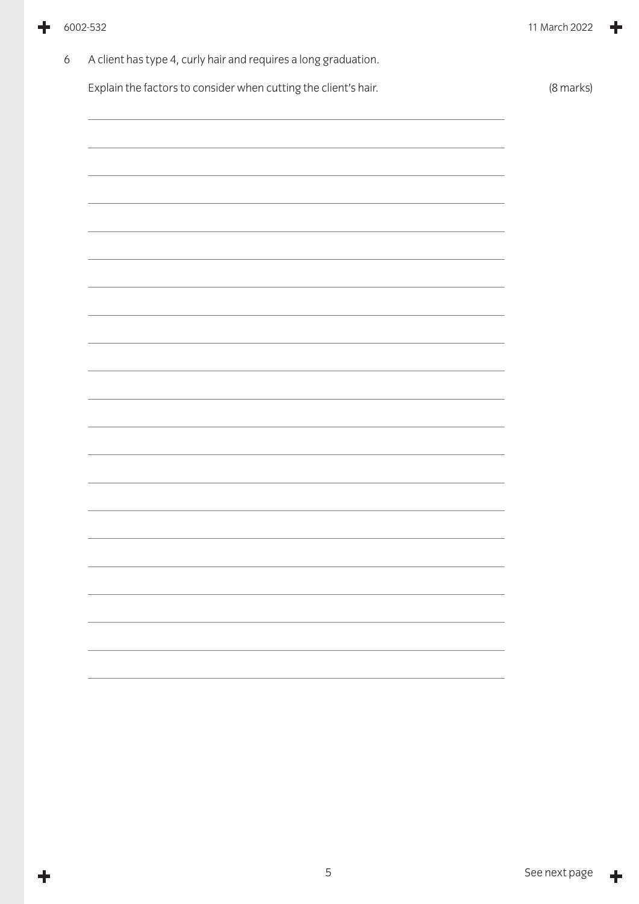6 A client has type 4, curly hair and requires a long graduation.

Explain the factors to consider when cutting the client's hair. (8 marks)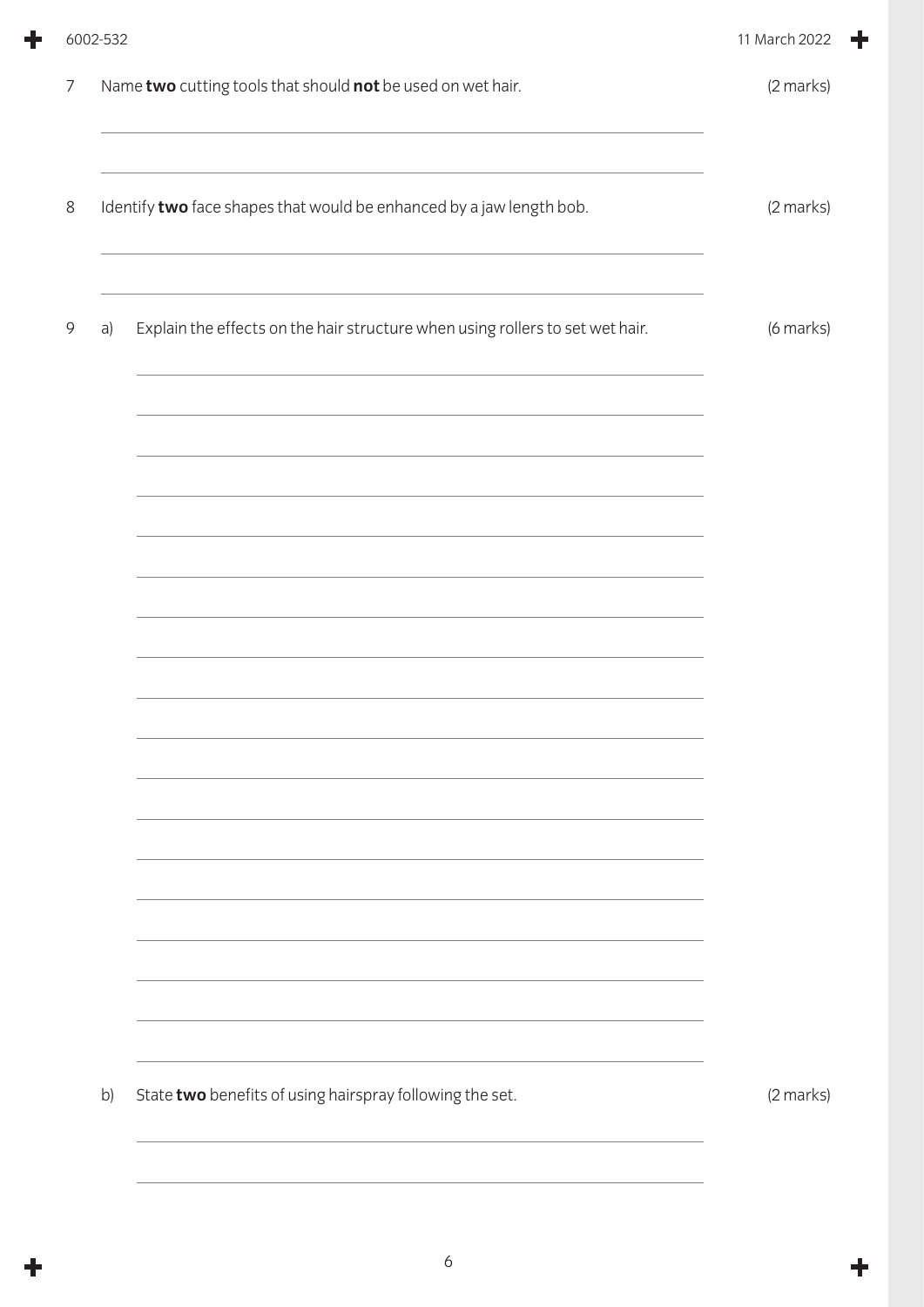7 Name **two** cutting tools that should **not** be used on wet hair. (2 marks)

8 Identify **two** face shapes that would be enhanced by a jaw length bob. (2 marks)

9 a) Explain the effects on the hair structure when using rollers to set wet hair. (6 marks)

b) State **two** benefits of using hairspray following the set. (2 marks)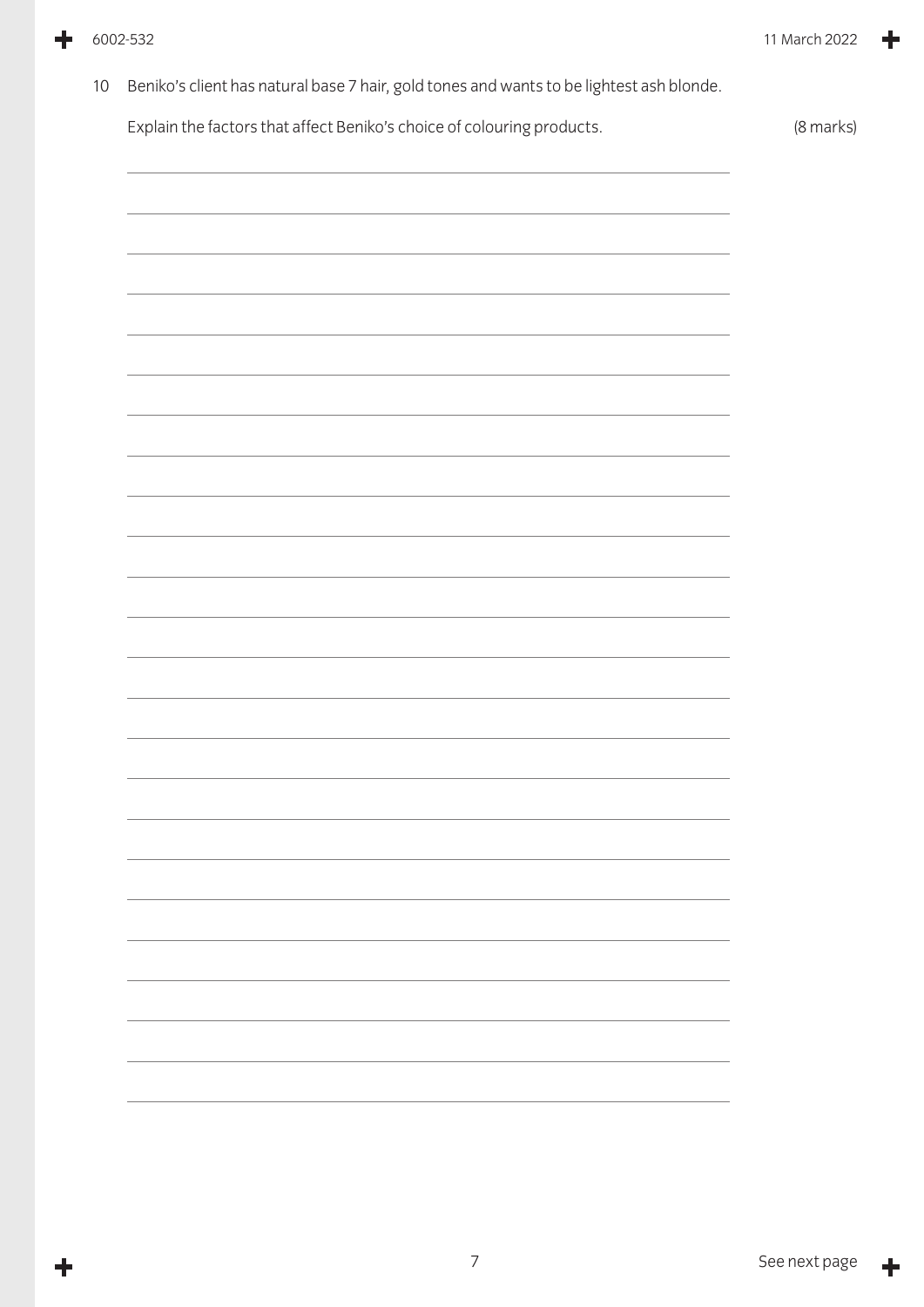10 Beniko's client has natural base 7 hair, gold tones and wants to be lightest ash blonde.

Explain the factors that affect Beniko's choice of colouring products. (8 marks)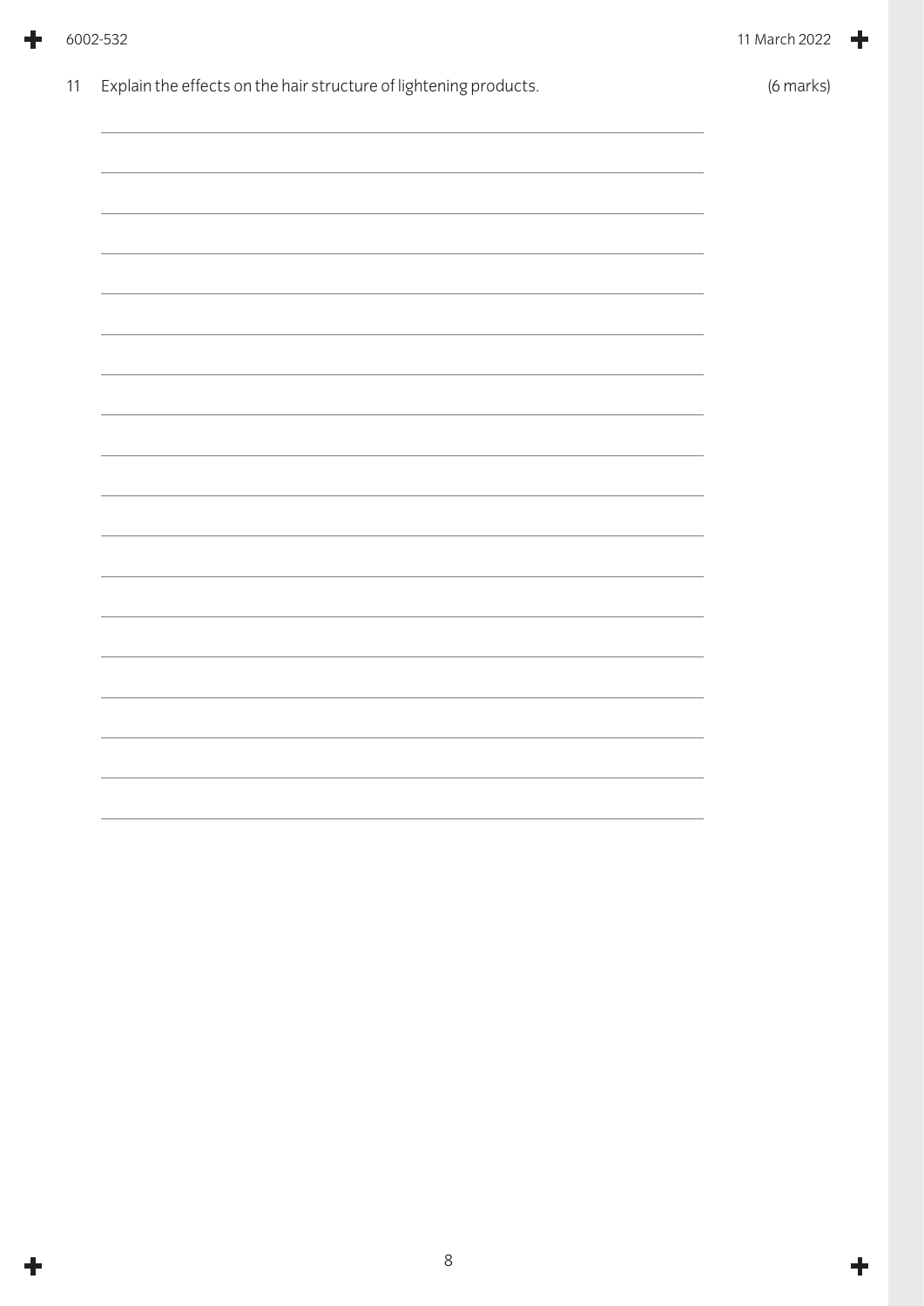11 Explain the effects on the hair structure of lightening products. (6 marks)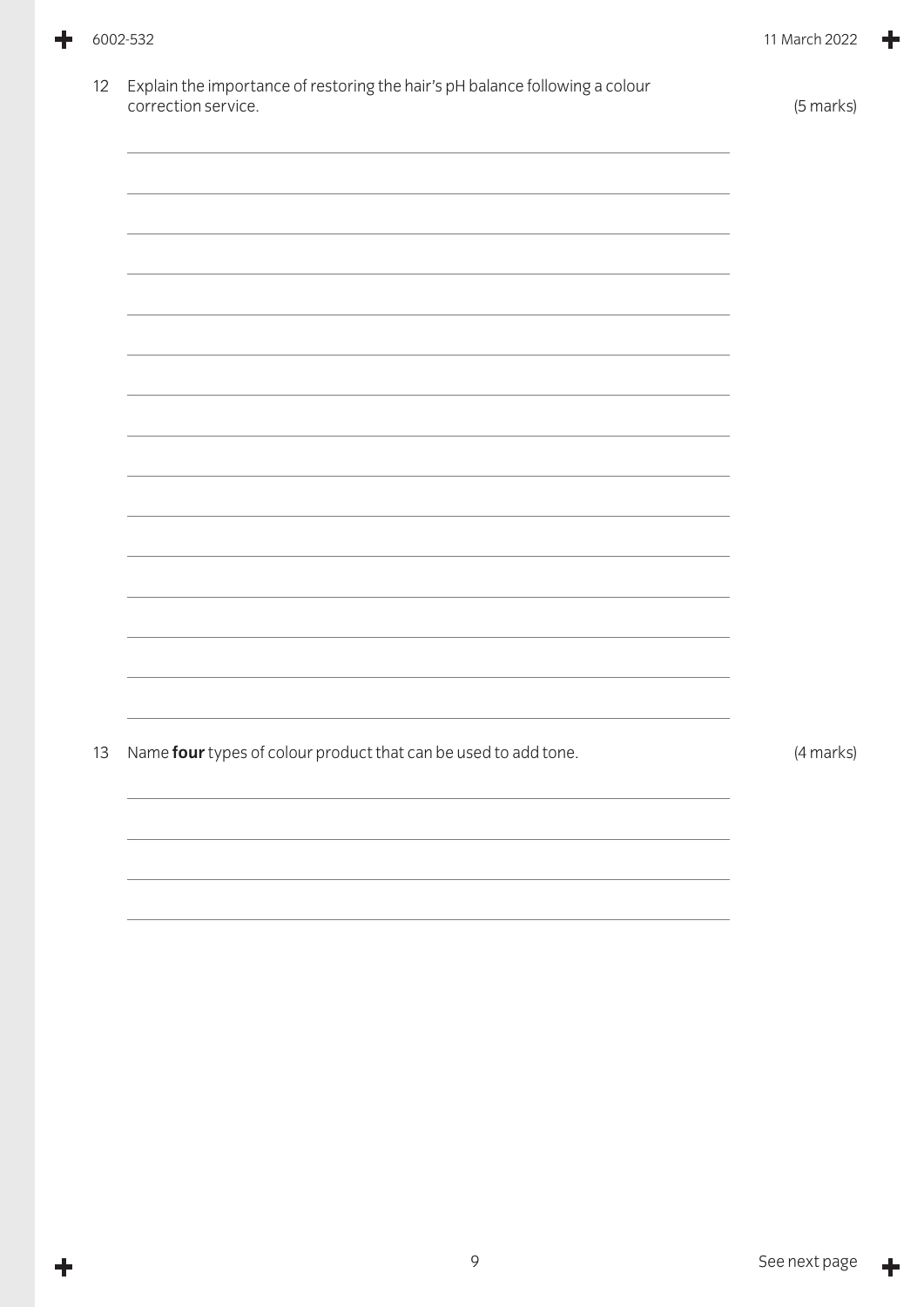12 Explain the importance of restoring the hair's pH balance following a colour correction service. (5 marks)

13 Name **four** types of colour product that can be used to add tone. (4 marks)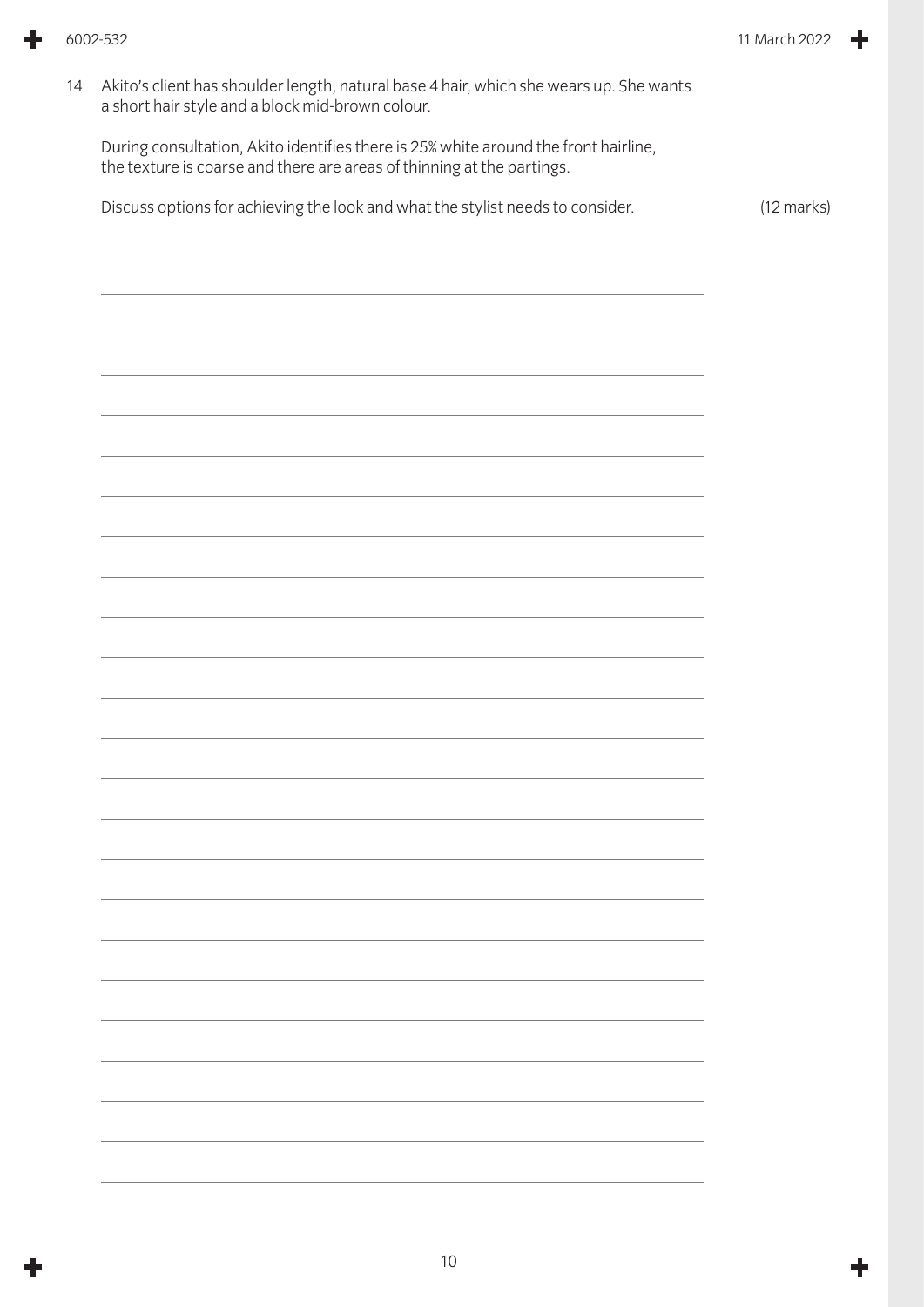14 Akito's client has shoulder length, natural base 4 hair, which she wears up. She wants a short hair style and a block mid-brown colour.

During consultation, Akito identifies there is 25% white around the front hairline, the texture is coarse and there are areas of thinning at the partings.

Discuss options for achieving the look and what the stylist needs to consider. (12 marks)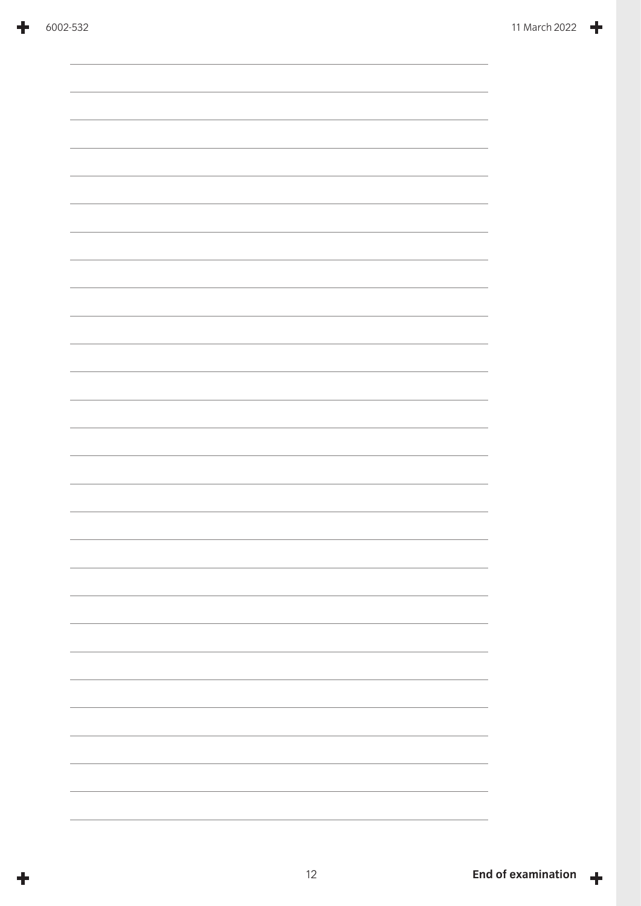**End of examination**